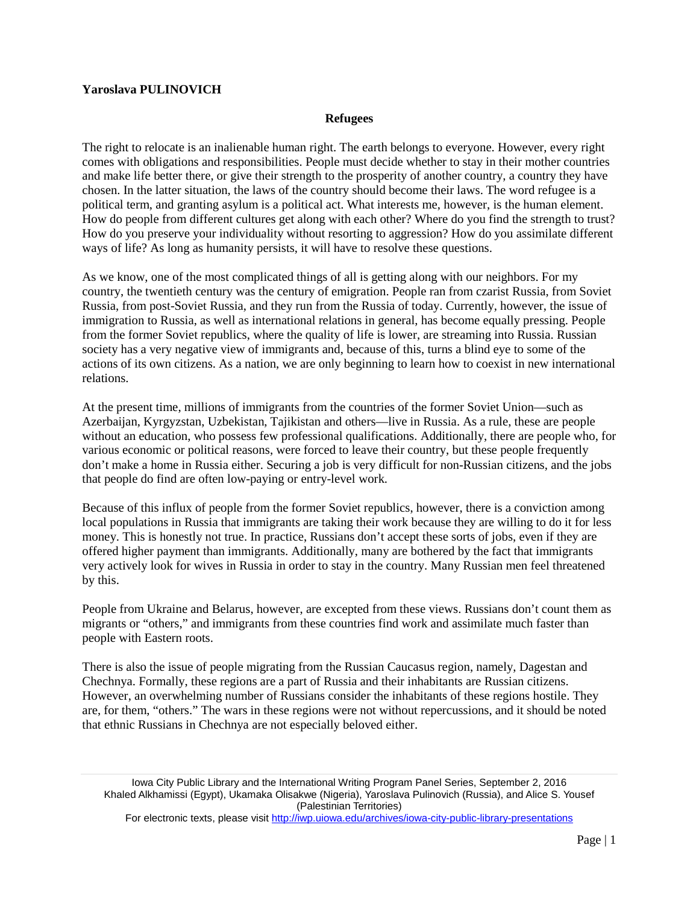**Yaroslava PULINOVICH**

## Refugees

The right to relocate is an inalienable human right. The earth belongs to everyone. However, every right comes with obligations and responsibilities. People must decide whether to stay in their mother countries and make life better there, or give their strength to the prosperity of another country, a country they have chosen. In the latter situation, the laws of the country should become their laws. The word refugee is a political term, and granting asylum is a political act. What interests me, however, is the human element. How do people from different cultures get along with each other? Where do you find the strength to trust? How do you preserve your individuality without resorting to aggression? How do you assimilate different ways of life? As long as humanity persists, it will have to resolve these questions.

As we know, one of the most complicated things of all is getting along with our neighbors. For my country, the twentieth century was the century of emigration. People ran from czarist Russia, from Soviet Russia, from post-Soviet Russia, and they run from the Russia of today. Currently, however, the issue of immigration to Russia, as well as international relations in general, has become equally pressing. People from the former Soviet republics, where the quality of life is lower, are streaming into Russia. Russian society has a very negative view of immigrants and, because of this, turns a blind eye to some of the actions of its own citizens. As a nation, we are only beginning to learn how to coexist in new international relations.

At the present time, millions of immigrants from the countries of the former Soviet Union—such as Azerbaijan, Kyrgyzstan, Uzbekistan, Tajikistan and others—live in Russia. As a rule, these are people without an education, who possess few professional qualifications. Additionally, there are people who, for various economic or political reasons, were forced to leave their country, but these people frequently don't make a home in Russia either. Securing a job is very difficult for non-Russian citizens, and the jobs that people do find are often low-paying or entry-level work.

Because of this influx of people from the former Soviet republics, however, there is a conviction among local populations in Russia that immigrants are taking their work because they are willing to do it for less money. This is honestly not true. In practice, Russians don't accept these sorts of jobs, even if they are offered higher payment than immigrants. Additionally, many are bothered by the fact that immigrants very actively look for wives in Russia in order to stay in the country. Many Russian men feel threatened by this.

People from Ukraine and Belarus, however, are excepted from these views. Russians don't count them as migrants or "others," and immigrants from these countries find work and assimilate much faster than people with Eastern roots.

There is also the issue of people migrating from the Russian Caucasus region, namely, Dagestan and Chechnya. Formally, these regions are a part of Russia and their inhabitants are Russian citizens. However, an overwhelming number of Russians consider the inhabitants of these regions hostile. They are, for them, "others." The wars in these regions were not without repercussions, and it should be noted that ethnic Russians in Chechnya are not especially beloved either.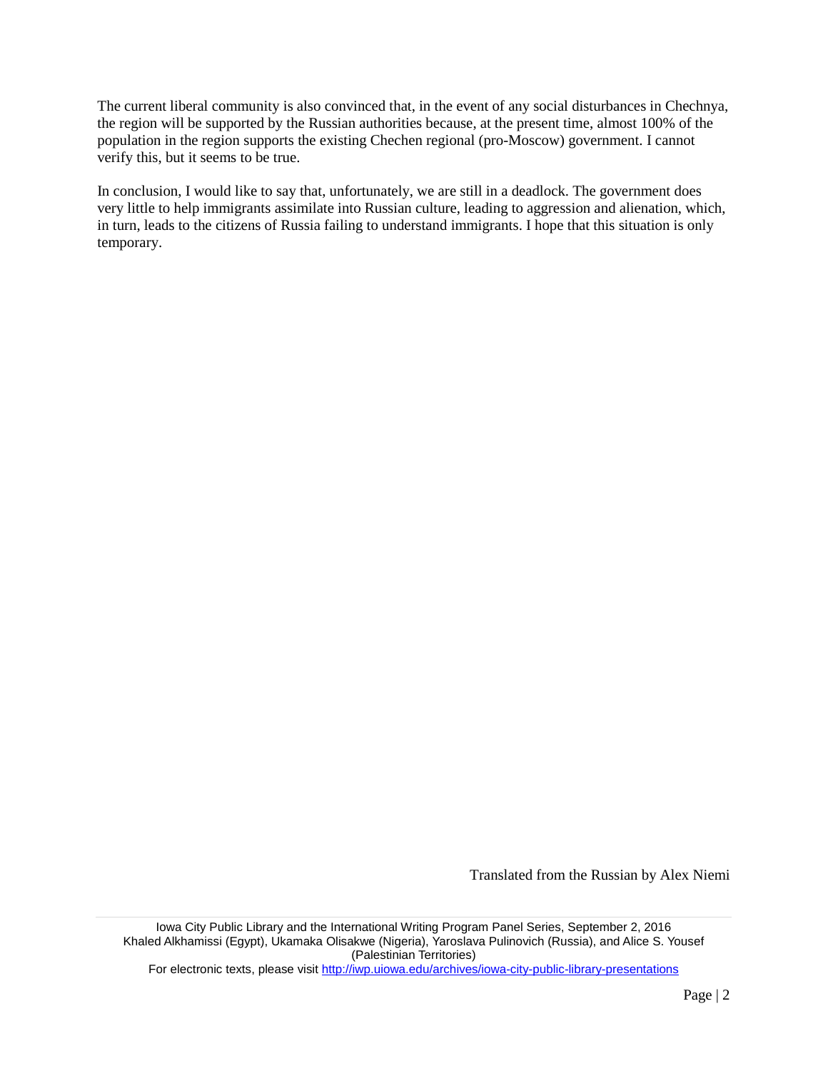The current liberal community is also convinced that, in the event of any social disturbances in Chechnya, the region will be supported by the Russian authorities because, at the present time, almost 100% of the population in the region supports the existing Chechen regional (pro-Moscow) government. I cannot verify this, but it seems to be true.

In conclusion, I would like to say that, unfortunately, we are still in a deadlock. The government does very little to help immigrants assimilate into Russian culture, leading to aggression and alienation, which, in turn, leads to the citizens of Russia failing to understand immigrants. I hope that this situation is only temporary.

Translated from the Russian by Alex Niemi